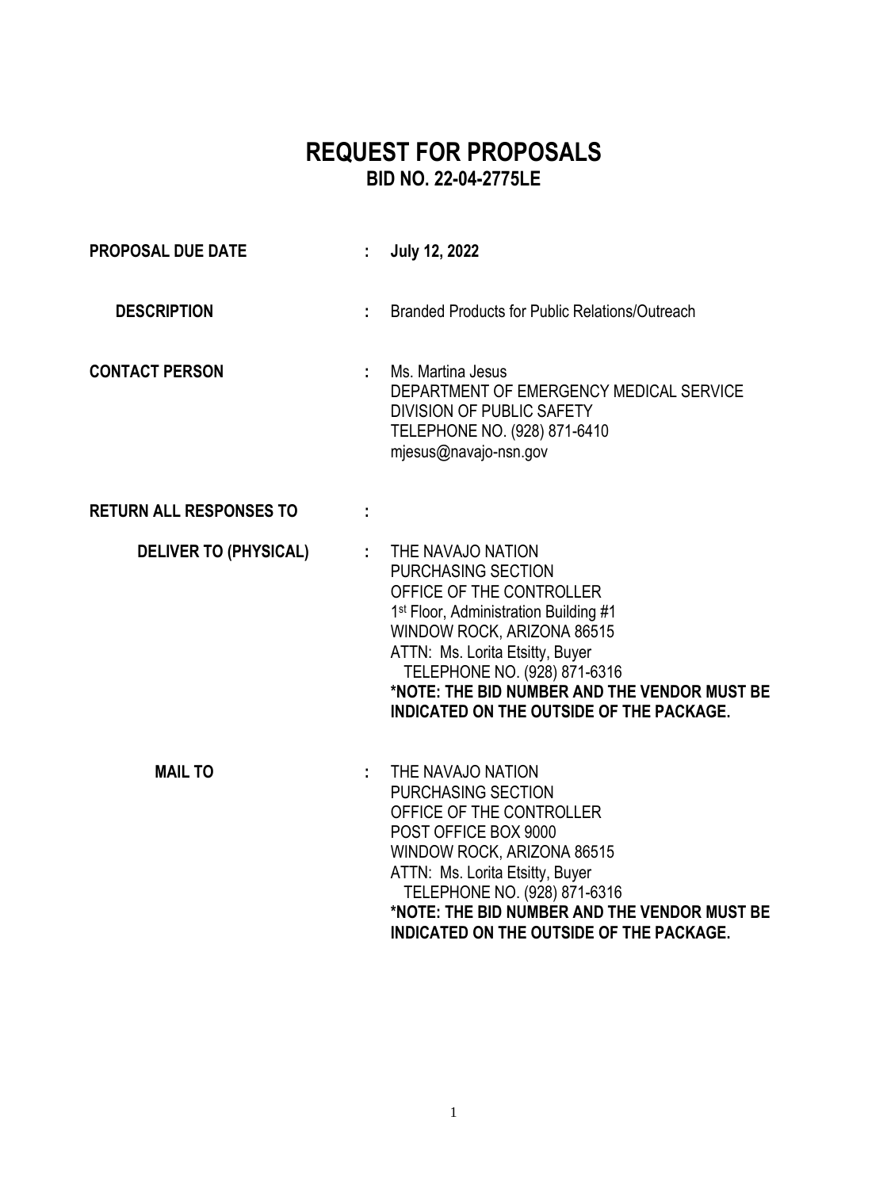# REQUEST FOR PROPOSALS
## BID NO. 22-04-2775LE

**PROPOSAL DUE DATE** : **July 12, 2022**

**DESCRIPTION** : Branded Products for Public Relations/Outreach

**CONTACT PERSON** : Ms. Martina Jesus
DEPARTMENT OF EMERGENCY MEDICAL SERVICE
DIVISION OF PUBLIC SAFETY
TELEPHONE NO. (928) 871-6410
mjesus@navajo-nsn.gov

**RETURN ALL RESPONSES TO** :

**DELIVER TO (PHYSICAL)** : THE NAVAJO NATION
PURCHASING SECTION
OFFICE OF THE CONTROLLER
1st Floor, Administration Building #1
WINDOW ROCK, ARIZONA 86515
ATTN: Ms. Lorita Etsitty, Buyer
TELEPHONE NO. (928) 871-6316
**\*NOTE: THE BID NUMBER AND THE VENDOR MUST BE INDICATED ON THE OUTSIDE OF THE PACKAGE.**

**MAIL TO** : THE NAVAJO NATION
PURCHASING SECTION
OFFICE OF THE CONTROLLER
POST OFFICE BOX 9000
WINDOW ROCK, ARIZONA 86515
ATTN: Ms. Lorita Etsitty, Buyer
TELEPHONE NO. (928) 871-6316
**\*NOTE: THE BID NUMBER AND THE VENDOR MUST BE INDICATED ON THE OUTSIDE OF THE PACKAGE.**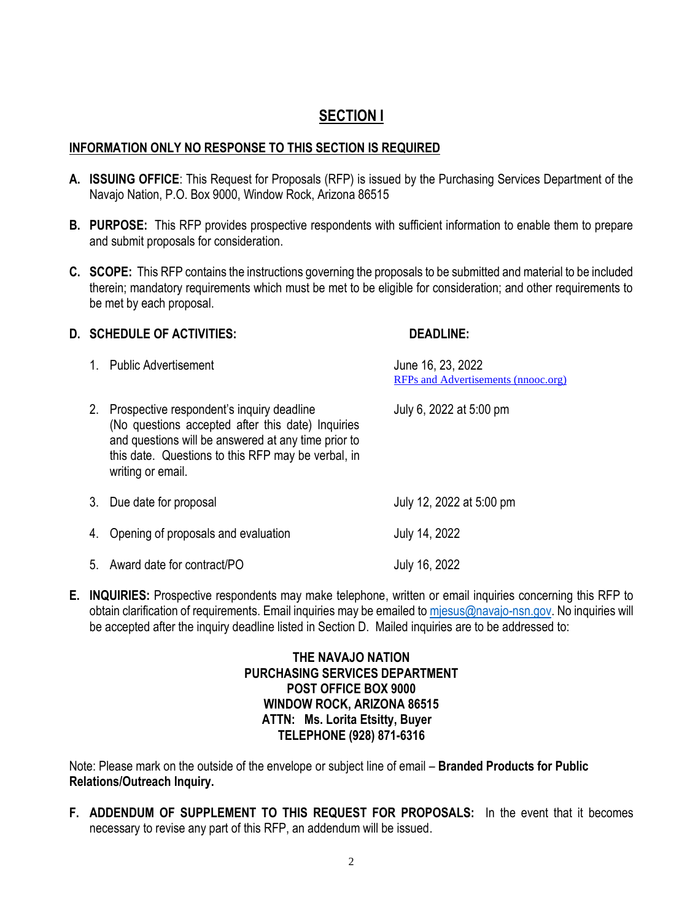# SECTION I

**INFORMATION ONLY NO RESPONSE TO THIS SECTION IS REQUIRED**

**A. ISSUING OFFICE**: This Request for Proposals (RFP) is issued by the Purchasing Services Department of the Navajo Nation, P.O. Box 9000, Window Rock, Arizona 86515

**B. PURPOSE:** This RFP provides prospective respondents with sufficient information to enable them to prepare and submit proposals for consideration.

**C. SCOPE:** This RFP contains the instructions governing the proposals to be submitted and material to be included therein; mandatory requirements which must be met to be eligible for consideration; and other requirements to be met by each proposal.

**D. SCHEDULE OF ACTIVITIES:**

| | **DEADLINE:** |
|---|---|
| 1. Public Advertisement | June 16, 23, 2022 [RFPs and Advertisements (nnooc.org)](RFPs and Advertisements (nnooc.org)) |
| 2. Prospective respondent's inquiry deadline (No questions accepted after this date) Inquiries and questions will be answered at any time prior to this date. Questions to this RFP may be verbal, in writing or email. | July 6, 2022 at 5:00 pm |
| 3. Due date for proposal | July 12, 2022 at 5:00 pm |
| 4. Opening of proposals and evaluation | July 14, 2022 |
| 5. Award date for contract/PO | July 16, 2022 |

**E. INQUIRIES:** Prospective respondents may make telephone, written or email inquiries concerning this RFP to obtain clarification of requirements. Email inquiries may be emailed to mjesus@navajo-nsn.gov. No inquiries will be accepted after the inquiry deadline listed in Section D. Mailed inquiries are to be addressed to:

**THE NAVAJO NATION**
**PURCHASING SERVICES DEPARTMENT**
**POST OFFICE BOX 9000**
**WINDOW ROCK, ARIZONA 86515**
**ATTN: Ms. Lorita Etsitty, Buyer**
**TELEPHONE (928) 871-6316**

Note: Please mark on the outside of the envelope or subject line of email – **Branded Products for Public Relations/Outreach Inquiry.**

**F. ADDENDUM OF SUPPLEMENT TO THIS REQUEST FOR PROPOSALS:** In the event that it becomes necessary to revise any part of this RFP, an addendum will be issued.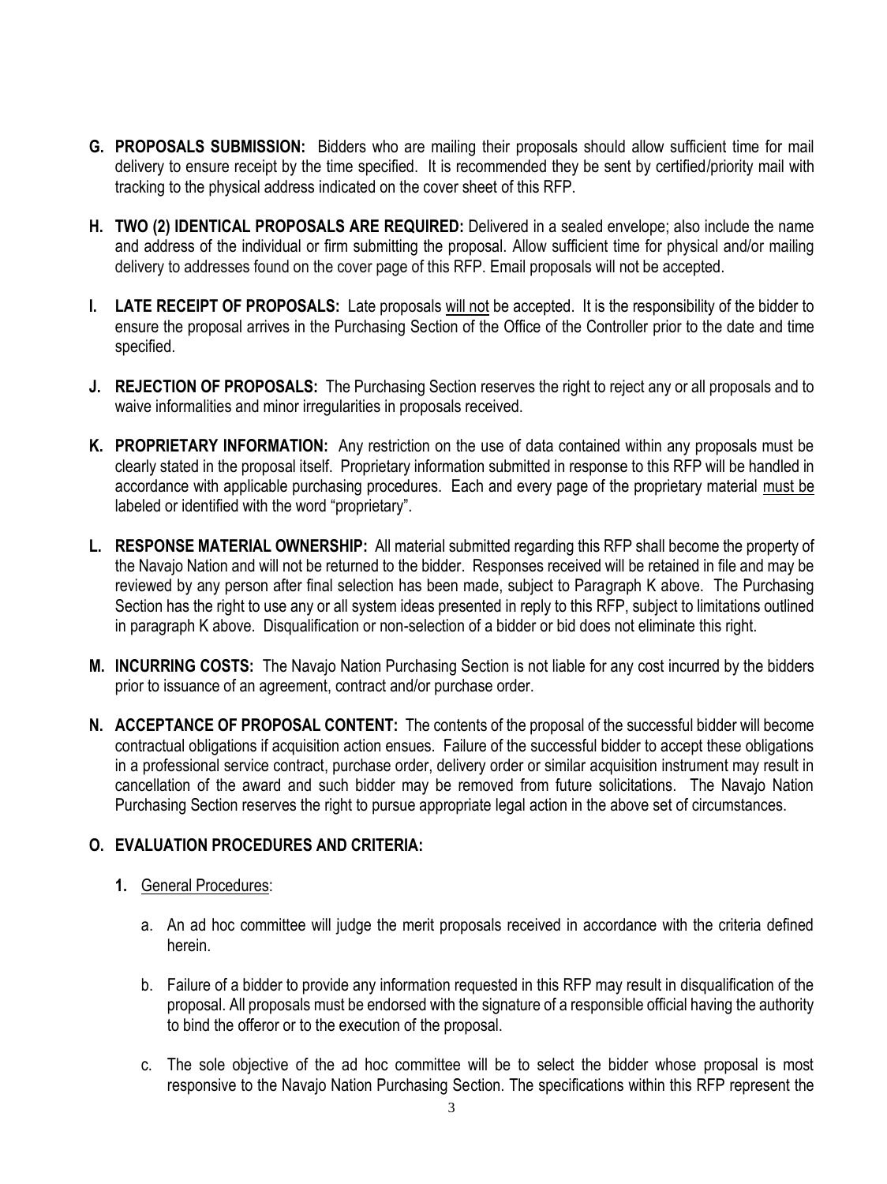**G. PROPOSALS SUBMISSION:** Bidders who are mailing their proposals should allow sufficient time for mail delivery to ensure receipt by the time specified. It is recommended they be sent by certified/priority mail with tracking to the physical address indicated on the cover sheet of this RFP.

**H. TWO (2) IDENTICAL PROPOSALS ARE REQUIRED:** Delivered in a sealed envelope; also include the name and address of the individual or firm submitting the proposal. Allow sufficient time for physical and/or mailing delivery to addresses found on the cover page of this RFP. Email proposals will not be accepted.

**I. LATE RECEIPT OF PROPOSALS:** Late proposals <u>will not</u> be accepted. It is the responsibility of the bidder to ensure the proposal arrives in the Purchasing Section of the Office of the Controller prior to the date and time specified.

**J. REJECTION OF PROPOSALS:** The Purchasing Section reserves the right to reject any or all proposals and to waive informalities and minor irregularities in proposals received.

**K. PROPRIETARY INFORMATION:** Any restriction on the use of data contained within any proposals must be clearly stated in the proposal itself. Proprietary information submitted in response to this RFP will be handled in accordance with applicable purchasing procedures. Each and every page of the proprietary material <u>must be</u> labeled or identified with the word "proprietary".

**L. RESPONSE MATERIAL OWNERSHIP:** All material submitted regarding this RFP shall become the property of the Navajo Nation and will not be returned to the bidder. Responses received will be retained in file and may be reviewed by any person after final selection has been made, subject to Paragraph K above. The Purchasing Section has the right to use any or all system ideas presented in reply to this RFP, subject to limitations outlined in paragraph K above. Disqualification or non-selection of a bidder or bid does not eliminate this right.

**M. INCURRING COSTS:** The Navajo Nation Purchasing Section is not liable for any cost incurred by the bidders prior to issuance of an agreement, contract and/or purchase order.

**N. ACCEPTANCE OF PROPOSAL CONTENT:** The contents of the proposal of the successful bidder will become contractual obligations if acquisition action ensues. Failure of the successful bidder to accept these obligations in a professional service contract, purchase order, delivery order or similar acquisition instrument may result in cancellation of the award and such bidder may be removed from future solicitations. The Navajo Nation Purchasing Section reserves the right to pursue appropriate legal action in the above set of circumstances.

**O. EVALUATION PROCEDURES AND CRITERIA:**

**1.** <u>General Procedures</u>:

a. An ad hoc committee will judge the merit proposals received in accordance with the criteria defined herein.

b. Failure of a bidder to provide any information requested in this RFP may result in disqualification of the proposal. All proposals must be endorsed with the signature of a responsible official having the authority to bind the offeror or to the execution of the proposal.

c. The sole objective of the ad hoc committee will be to select the bidder whose proposal is most responsive to the Navajo Nation Purchasing Section. The specifications within this RFP represent the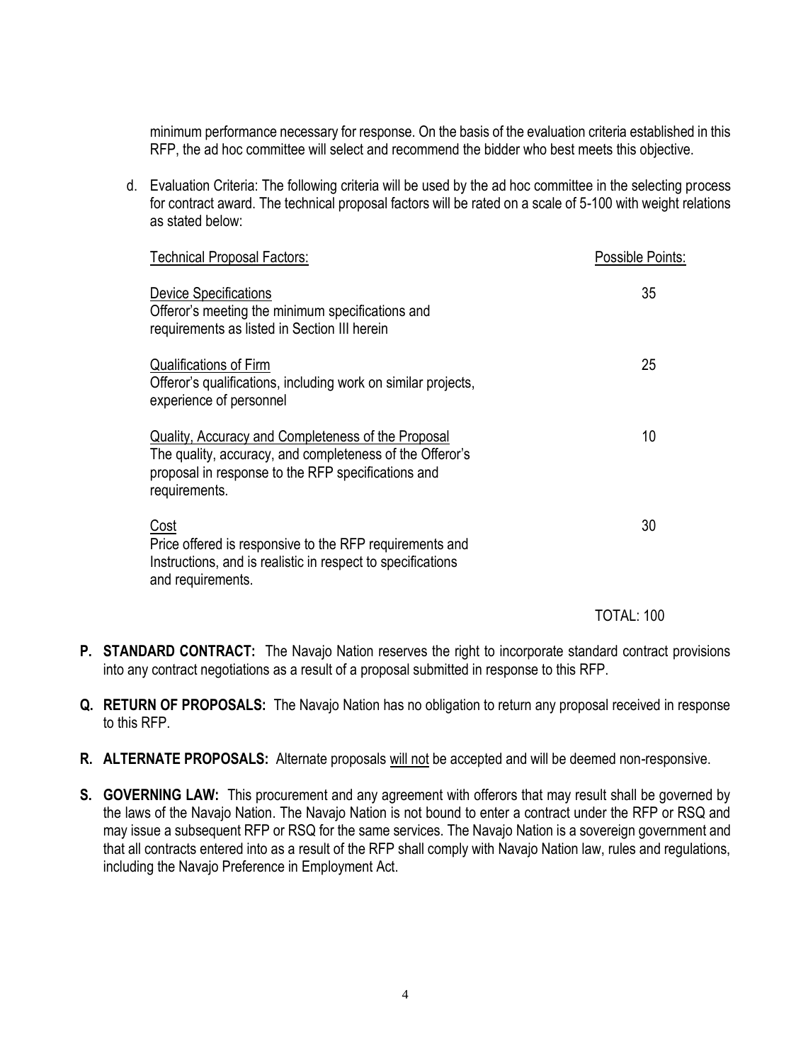minimum performance necessary for response. On the basis of the evaluation criteria established in this RFP, the ad hoc committee will select and recommend the bidder who best meets this objective.

d. Evaluation Criteria: The following criteria will be used by the ad hoc committee in the selecting process for contract award. The technical proposal factors will be rated on a scale of 5-100 with weight relations as stated below:

| Technical Proposal Factors: | Possible Points: |
|---|---|
| Device Specifications<br>Offeror's meeting the minimum specifications and requirements as listed in Section III herein | 35 |
| Qualifications of Firm<br>Offeror's qualifications, including work on similar projects, experience of personnel | 25 |
| Quality, Accuracy and Completeness of the Proposal<br>The quality, accuracy, and completeness of the Offeror's proposal in response to the RFP specifications and requirements. | 10 |
| Cost<br>Price offered is responsive to the RFP requirements and Instructions, and is realistic in respect to specifications and requirements. | 30 |
| | TOTAL: 100 |

**P. STANDARD CONTRACT:** The Navajo Nation reserves the right to incorporate standard contract provisions into any contract negotiations as a result of a proposal submitted in response to this RFP.

**Q. RETURN OF PROPOSALS:** The Navajo Nation has no obligation to return any proposal received in response to this RFP.

**R. ALTERNATE PROPOSALS:** Alternate proposals will not be accepted and will be deemed non-responsive.

**S. GOVERNING LAW:** This procurement and any agreement with offerors that may result shall be governed by the laws of the Navajo Nation. The Navajo Nation is not bound to enter a contract under the RFP or RSQ and may issue a subsequent RFP or RSQ for the same services. The Navajo Nation is a sovereign government and that all contracts entered into as a result of the RFP shall comply with Navajo Nation law, rules and regulations, including the Navajo Preference in Employment Act.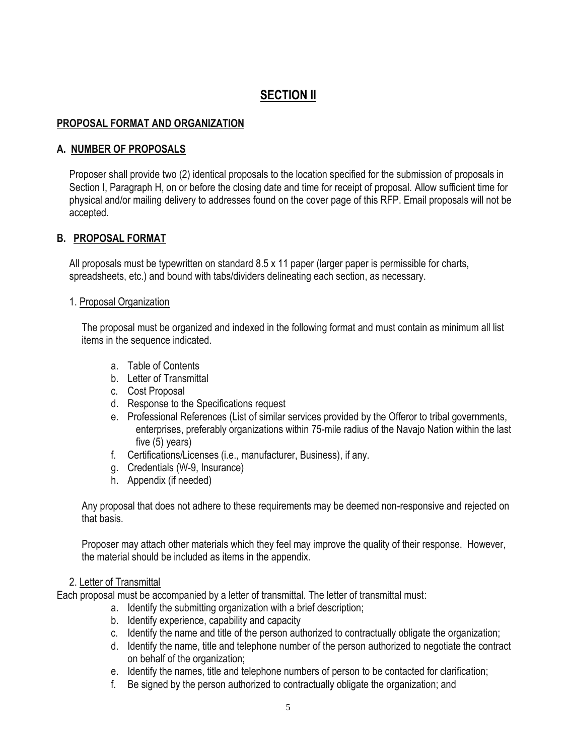# SECTION II

## PROPOSAL FORMAT AND ORGANIZATION

### A. NUMBER OF PROPOSALS

Proposer shall provide two (2) identical proposals to the location specified for the submission of proposals in Section I, Paragraph H, on or before the closing date and time for receipt of proposal. Allow sufficient time for physical and/or mailing delivery to addresses found on the cover page of this RFP. Email proposals will not be accepted.

### B. PROPOSAL FORMAT

All proposals must be typewritten on standard 8.5 x 11 paper (larger paper is permissible for charts, spreadsheets, etc.) and bound with tabs/dividers delineating each section, as necessary.

1. Proposal Organization

The proposal must be organized and indexed in the following format and must contain as minimum all list items in the sequence indicated.

a. Table of Contents
b. Letter of Transmittal
c. Cost Proposal
d. Response to the Specifications request
e. Professional References (List of similar services provided by the Offeror to tribal governments, enterprises, preferably organizations within 75-mile radius of the Navajo Nation within the last five (5) years)
f. Certifications/Licenses (i.e., manufacturer, Business), if any.
g. Credentials (W-9, Insurance)
h. Appendix (if needed)

Any proposal that does not adhere to these requirements may be deemed non-responsive and rejected on that basis.

Proposer may attach other materials which they feel may improve the quality of their response. However, the material should be included as items in the appendix.

2. Letter of Transmittal

Each proposal must be accompanied by a letter of transmittal. The letter of transmittal must:

a. Identify the submitting organization with a brief description;
b. Identify experience, capability and capacity
c. Identify the name and title of the person authorized to contractually obligate the organization;
d. Identify the name, title and telephone number of the person authorized to negotiate the contract on behalf of the organization;
e. Identify the names, title and telephone numbers of person to be contacted for clarification;
f. Be signed by the person authorized to contractually obligate the organization; and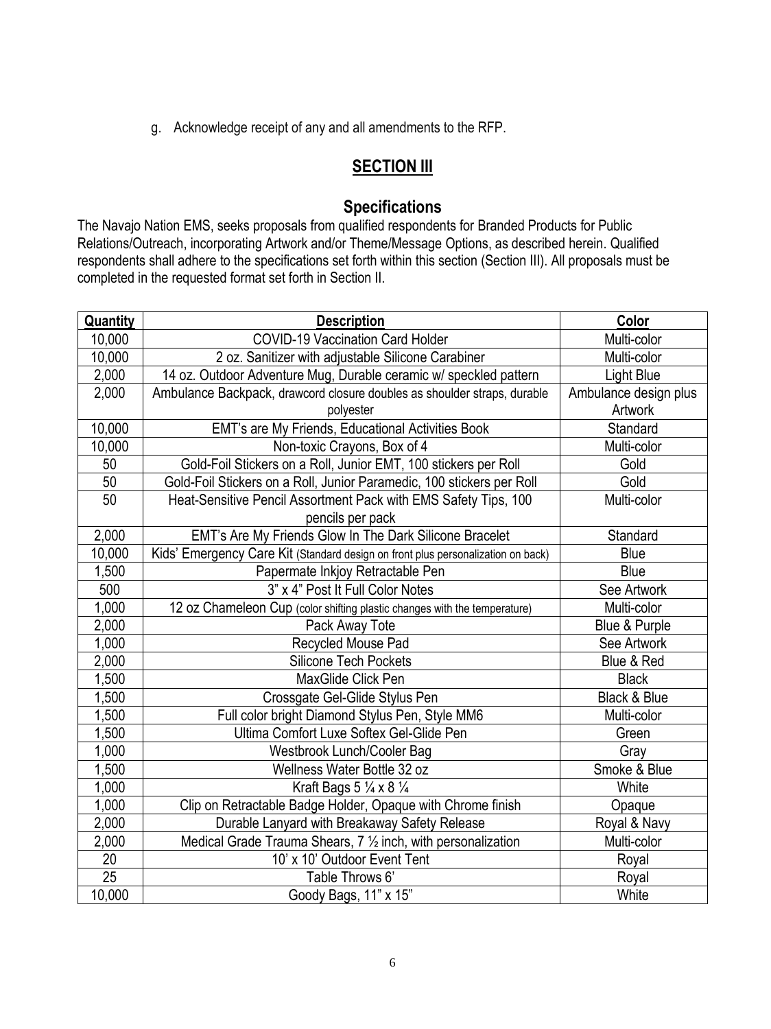g. Acknowledge receipt of any and all amendments to the RFP.

## SECTION III

### Specifications

The Navajo Nation EMS, seeks proposals from qualified respondents for Branded Products for Public Relations/Outreach, incorporating Artwork and/or Theme/Message Options, as described herein. Qualified respondents shall adhere to the specifications set forth within this section (Section III). All proposals must be completed in the requested format set forth in Section II.

| Quantity | Description | Color |
|---|---|---|
| 10,000 | COVID-19 Vaccination Card Holder | Multi-color |
| 10,000 | 2 oz. Sanitizer with adjustable Silicone Carabiner | Multi-color |
| 2,000 | 14 oz. Outdoor Adventure Mug, Durable ceramic w/ speckled pattern | Light Blue |
| 2,000 | Ambulance Backpack, drawcord closure doubles as shoulder straps, durable polyester | Ambulance design plus Artwork |
| 10,000 | EMT's are My Friends, Educational Activities Book | Standard |
| 10,000 | Non-toxic Crayons, Box of 4 | Multi-color |
| 50 | Gold-Foil Stickers on a Roll, Junior EMT, 100 stickers per Roll | Gold |
| 50 | Gold-Foil Stickers on a Roll, Junior Paramedic, 100 stickers per Roll | Gold |
| 50 | Heat-Sensitive Pencil Assortment Pack with EMS Safety Tips, 100 pencils per pack | Multi-color |
| 2,000 | EMT's Are My Friends Glow In The Dark Silicone Bracelet | Standard |
| 10,000 | Kids' Emergency Care Kit (Standard design on front plus personalization on back) | Blue |
| 1,500 | Papermate Inkjoy Retractable Pen | Blue |
| 500 | 3" x 4" Post It Full Color Notes | See Artwork |
| 1,000 | 12 oz Chameleon Cup (color shifting plastic changes with the temperature) | Multi-color |
| 2,000 | Pack Away Tote | Blue & Purple |
| 1,000 | Recycled Mouse Pad | See Artwork |
| 2,000 | Silicone Tech Pockets | Blue & Red |
| 1,500 | MaxGlide Click Pen | Black |
| 1,500 | Crossgate Gel-Glide Stylus Pen | Black & Blue |
| 1,500 | Full color bright Diamond Stylus Pen, Style MM6 | Multi-color |
| 1,500 | Ultima Comfort Luxe Softex Gel-Glide Pen | Green |
| 1,000 | Westbrook Lunch/Cooler Bag | Gray |
| 1,500 | Wellness Water Bottle 32 oz | Smoke & Blue |
| 1,000 | Kraft Bags 5 ¼ x 8 ¼ | White |
| 1,000 | Clip on Retractable Badge Holder, Opaque with Chrome finish | Opaque |
| 2,000 | Durable Lanyard with Breakaway Safety Release | Royal & Navy |
| 2,000 | Medical Grade Trauma Shears, 7 ½ inch, with personalization | Multi-color |
| 20 | 10' x 10' Outdoor Event Tent | Royal |
| 25 | Table Throws 6' | Royal |
| 10,000 | Goody Bags, 11" x 15" | White |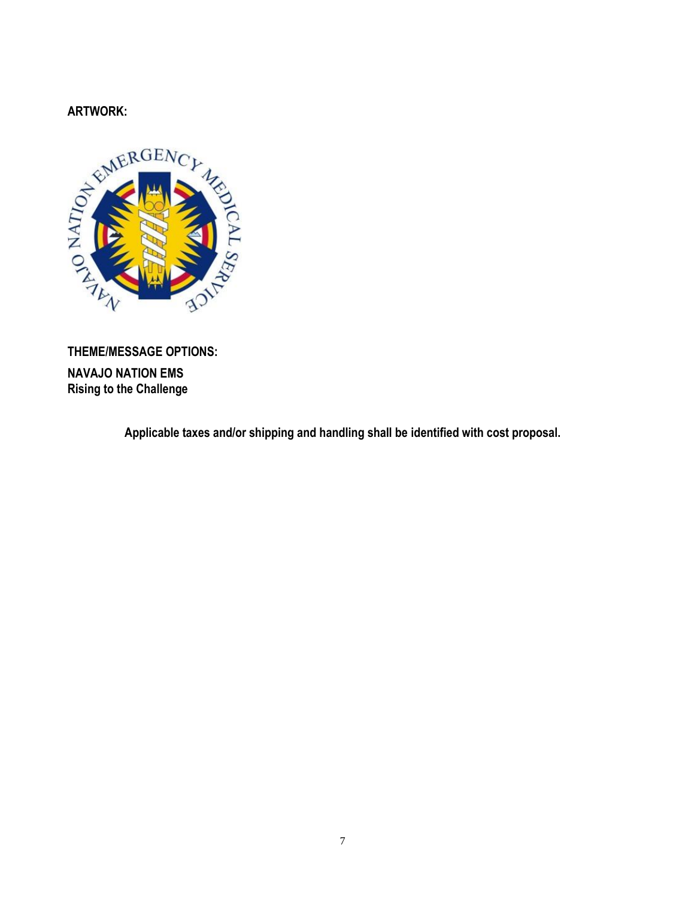**ARTWORK:**

**THEME/MESSAGE OPTIONS:**

**NAVAJO NATION EMS**
**Rising to the Challenge**

**Applicable taxes and/or shipping and handling shall be identified with cost proposal.**